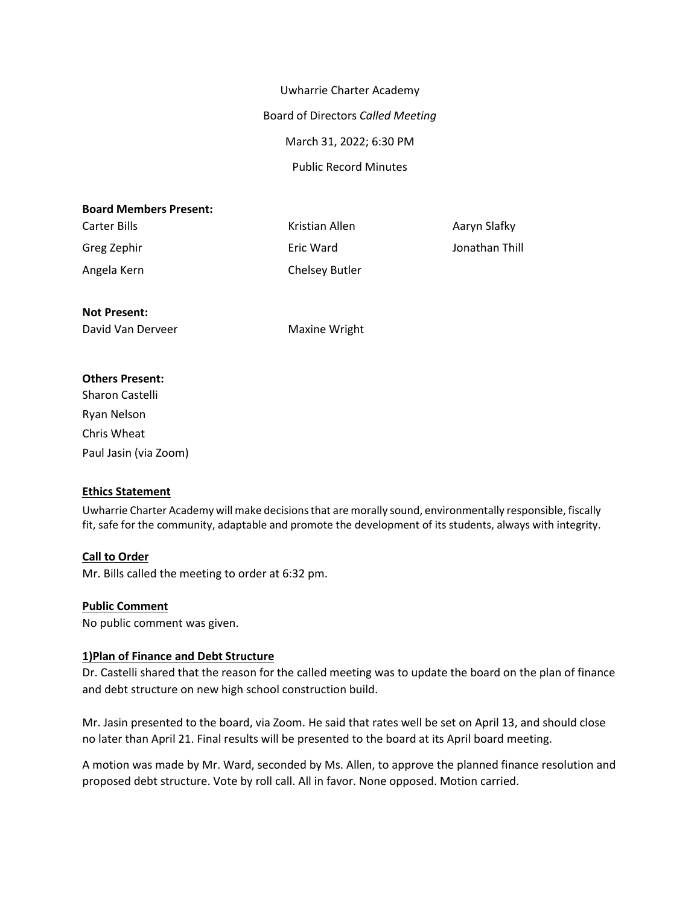Uwharrie Charter Academy

Board of Directors *Called Meeting*

March 31, 2022; 6:30 PM

Public Record Minutes

**Board Members Present:**

| | | |
|---|---|---|
| Carter Bills | Kristian Allen | Aaryn Slafky |
| Greg Zephir | Eric Ward | Jonathan Thill |
| Angela Kern | Chelsey Butler | |

**Not Present:**

David Van Derveer | Maxine Wright

**Others Present:**

Sharon Castelli

Ryan Nelson

Chris Wheat

Paul Jasin (via Zoom)

**Ethics Statement**

Uwharrie Charter Academy will make decisions that are morally sound, environmentally responsible, fiscally fit, safe for the community, adaptable and promote the development of its students, always with integrity.

**Call to Order**

Mr. Bills called the meeting to order at 6:32 pm.

**Public Comment**

No public comment was given.

**1)Plan of Finance and Debt Structure**

Dr. Castelli shared that the reason for the called meeting was to update the board on the plan of finance and debt structure on new high school construction build.

Mr. Jasin presented to the board, via Zoom. He said that rates well be set on April 13, and should close no later than April 21. Final results will be presented to the board at its April board meeting.

A motion was made by Mr. Ward, seconded by Ms. Allen, to approve the planned finance resolution and proposed debt structure. Vote by roll call. All in favor. None opposed. Motion carried.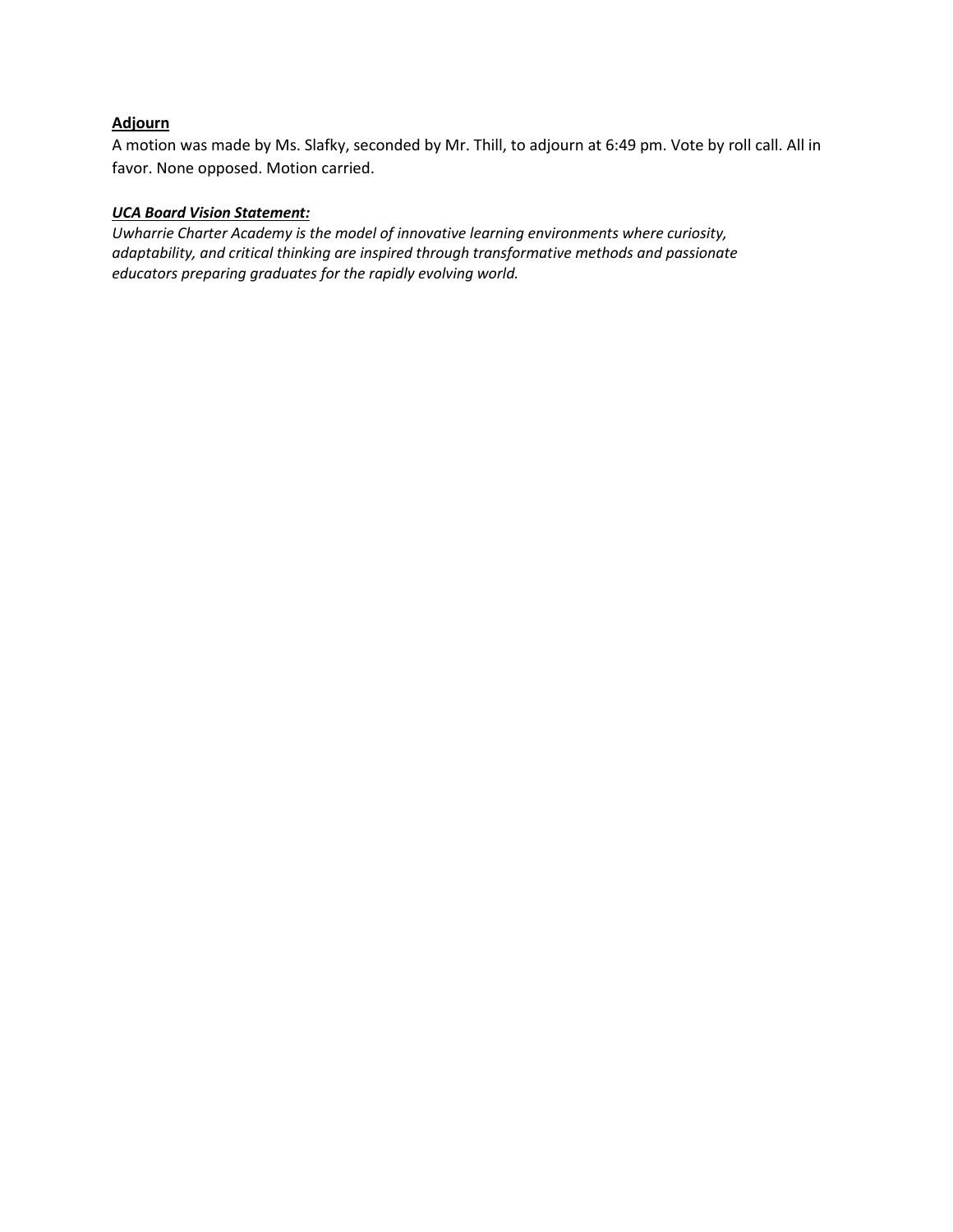**Adjourn**

A motion was made by Ms. Slafky, seconded by Mr. Thill, to adjourn at 6:49 pm. Vote by roll call. All in favor. None opposed. Motion carried.

***UCA Board Vision Statement:***

*Uwharrie Charter Academy is the model of innovative learning environments where curiosity, adaptability, and critical thinking are inspired through transformative methods and passionate educators preparing graduates for the rapidly evolving world.*